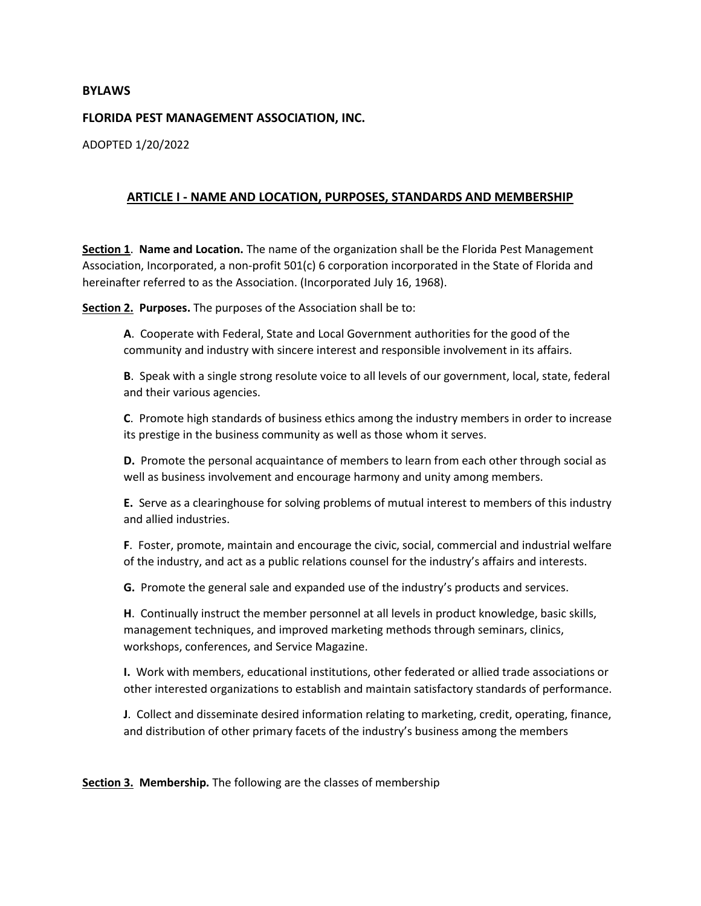**BYLAWS**

**FLORIDA PEST MANAGEMENT ASSOCIATION, INC.**

ADOPTED 1/20/2022

## ARTICLE I - NAME AND LOCATION, PURPOSES, STANDARDS AND MEMBERSHIP

**Section 1**. **Name and Location.** The name of the organization shall be the Florida Pest Management Association, Incorporated, a non-profit 501(c) 6 corporation incorporated in the State of Florida and hereinafter referred to as the Association. (Incorporated July 16, 1968).

**Section 2. Purposes.** The purposes of the Association shall be to:

**A**. Cooperate with Federal, State and Local Government authorities for the good of the community and industry with sincere interest and responsible involvement in its affairs.

**B**. Speak with a single strong resolute voice to all levels of our government, local, state, federal and their various agencies.

**C**. Promote high standards of business ethics among the industry members in order to increase its prestige in the business community as well as those whom it serves.

**D.** Promote the personal acquaintance of members to learn from each other through social as well as business involvement and encourage harmony and unity among members.

**E.** Serve as a clearinghouse for solving problems of mutual interest to members of this industry and allied industries.

**F**. Foster, promote, maintain and encourage the civic, social, commercial and industrial welfare of the industry, and act as a public relations counsel for the industry's affairs and interests.

**G.** Promote the general sale and expanded use of the industry's products and services.

**H**. Continually instruct the member personnel at all levels in product knowledge, basic skills, management techniques, and improved marketing methods through seminars, clinics, workshops, conferences, and Service Magazine.

**I.** Work with members, educational institutions, other federated or allied trade associations or other interested organizations to establish and maintain satisfactory standards of performance.

**J**. Collect and disseminate desired information relating to marketing, credit, operating, finance, and distribution of other primary facets of the industry's business among the members

**Section 3. Membership.** The following are the classes of membership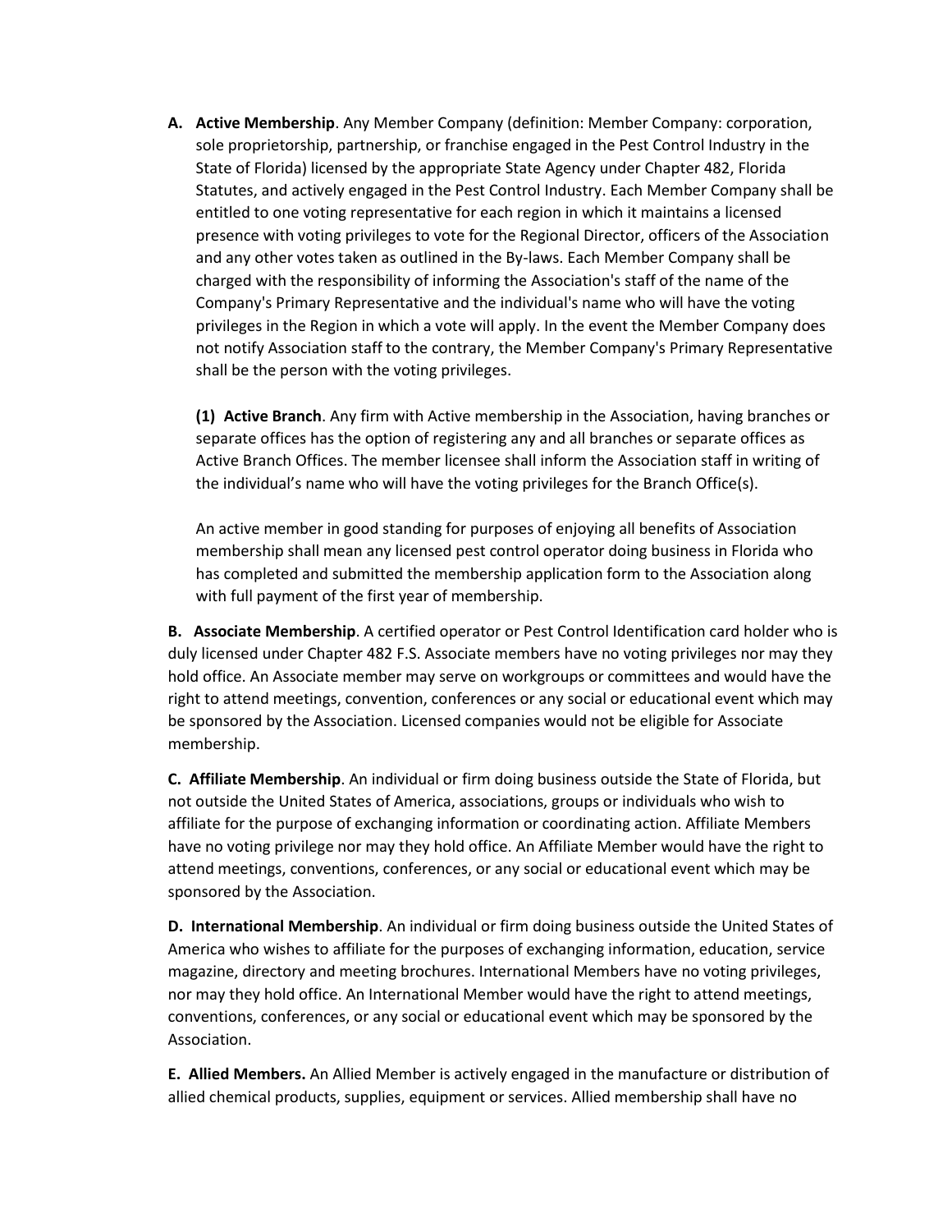**A. Active Membership**. Any Member Company (definition: Member Company: corporation, sole proprietorship, partnership, or franchise engaged in the Pest Control Industry in the State of Florida) licensed by the appropriate State Agency under Chapter 482, Florida Statutes, and actively engaged in the Pest Control Industry. Each Member Company shall be entitled to one voting representative for each region in which it maintains a licensed presence with voting privileges to vote for the Regional Director, officers of the Association and any other votes taken as outlined in the By-laws. Each Member Company shall be charged with the responsibility of informing the Association's staff of the name of the Company's Primary Representative and the individual's name who will have the voting privileges in the Region in which a vote will apply. In the event the Member Company does not notify Association staff to the contrary, the Member Company's Primary Representative shall be the person with the voting privileges.

**(1) Active Branch**. Any firm with Active membership in the Association, having branches or separate offices has the option of registering any and all branches or separate offices as Active Branch Offices. The member licensee shall inform the Association staff in writing of the individual's name who will have the voting privileges for the Branch Office(s).

An active member in good standing for purposes of enjoying all benefits of Association membership shall mean any licensed pest control operator doing business in Florida who has completed and submitted the membership application form to the Association along with full payment of the first year of membership.

**B. Associate Membership**. A certified operator or Pest Control Identification card holder who is duly licensed under Chapter 482 F.S. Associate members have no voting privileges nor may they hold office. An Associate member may serve on workgroups or committees and would have the right to attend meetings, convention, conferences or any social or educational event which may be sponsored by the Association. Licensed companies would not be eligible for Associate membership.

**C. Affiliate Membership**. An individual or firm doing business outside the State of Florida, but not outside the United States of America, associations, groups or individuals who wish to affiliate for the purpose of exchanging information or coordinating action. Affiliate Members have no voting privilege nor may they hold office. An Affiliate Member would have the right to attend meetings, conventions, conferences, or any social or educational event which may be sponsored by the Association.

**D. International Membership**. An individual or firm doing business outside the United States of America who wishes to affiliate for the purposes of exchanging information, education, service magazine, directory and meeting brochures. International Members have no voting privileges, nor may they hold office. An International Member would have the right to attend meetings, conventions, conferences, or any social or educational event which may be sponsored by the Association.

**E. Allied Members.** An Allied Member is actively engaged in the manufacture or distribution of allied chemical products, supplies, equipment or services. Allied membership shall have no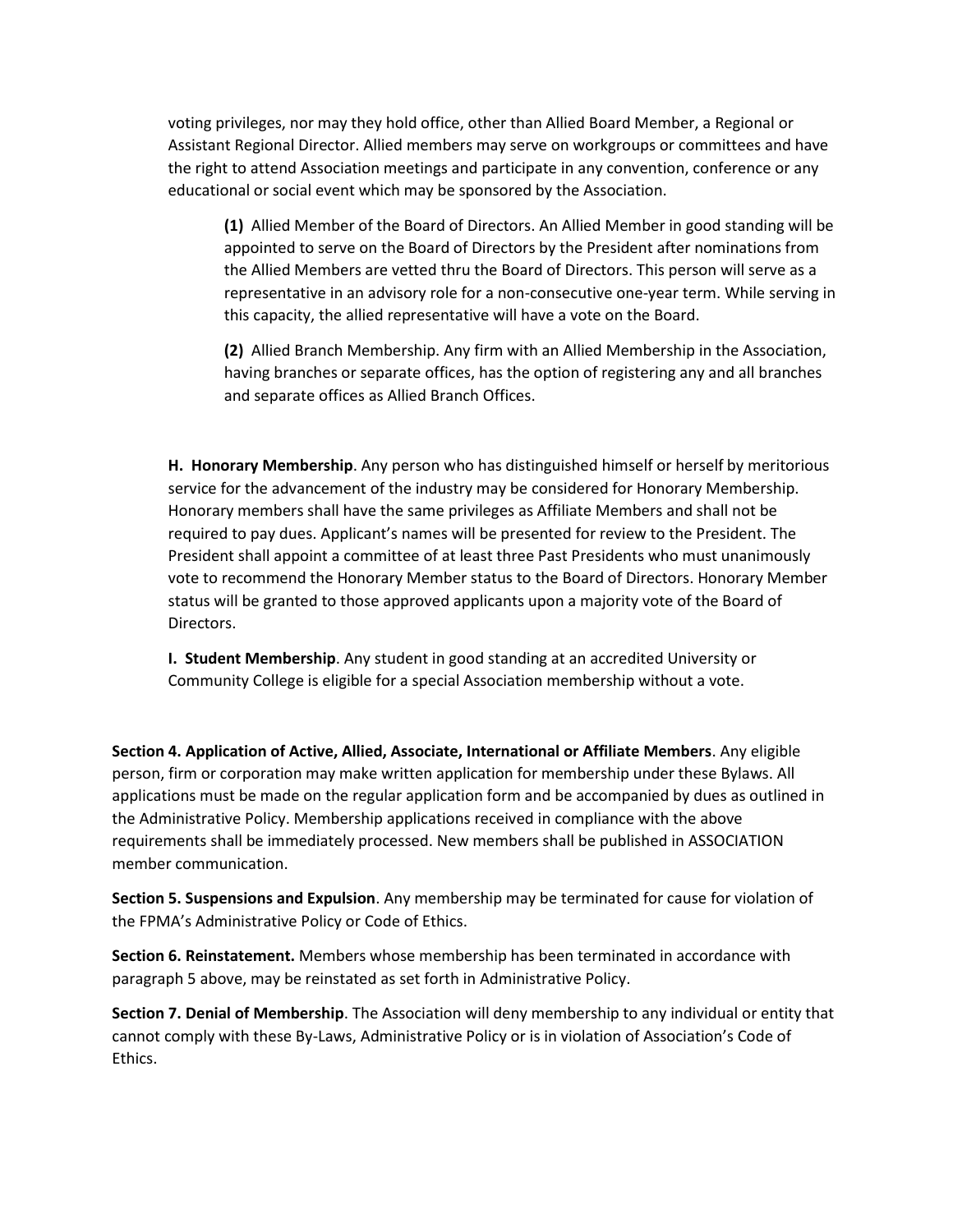voting privileges, nor may they hold office, other than Allied Board Member, a Regional or Assistant Regional Director. Allied members may serve on workgroups or committees and have the right to attend Association meetings and participate in any convention, conference or any educational or social event which may be sponsored by the Association.

> **(1)** Allied Member of the Board of Directors. An Allied Member in good standing will be appointed to serve on the Board of Directors by the President after nominations from the Allied Members are vetted thru the Board of Directors. This person will serve as a representative in an advisory role for a non-consecutive one-year term. While serving in this capacity, the allied representative will have a vote on the Board.
>
> **(2)** Allied Branch Membership. Any firm with an Allied Membership in the Association, having branches or separate offices, has the option of registering any and all branches and separate offices as Allied Branch Offices.

**H. Honorary Membership**. Any person who has distinguished himself or herself by meritorious service for the advancement of the industry may be considered for Honorary Membership. Honorary members shall have the same privileges as Affiliate Members and shall not be required to pay dues. Applicant's names will be presented for review to the President. The President shall appoint a committee of at least three Past Presidents who must unanimously vote to recommend the Honorary Member status to the Board of Directors. Honorary Member status will be granted to those approved applicants upon a majority vote of the Board of Directors.

**I. Student Membership**. Any student in good standing at an accredited University or Community College is eligible for a special Association membership without a vote.

**Section 4. Application of Active, Allied, Associate, International or Affiliate Members**. Any eligible person, firm or corporation may make written application for membership under these Bylaws. All applications must be made on the regular application form and be accompanied by dues as outlined in the Administrative Policy. Membership applications received in compliance with the above requirements shall be immediately processed. New members shall be published in ASSOCIATION member communication.

**Section 5. Suspensions and Expulsion**. Any membership may be terminated for cause for violation of the FPMA's Administrative Policy or Code of Ethics.

**Section 6. Reinstatement.** Members whose membership has been terminated in accordance with paragraph 5 above, may be reinstated as set forth in Administrative Policy.

**Section 7. Denial of Membership**. The Association will deny membership to any individual or entity that cannot comply with these By-Laws, Administrative Policy or is in violation of Association's Code of Ethics.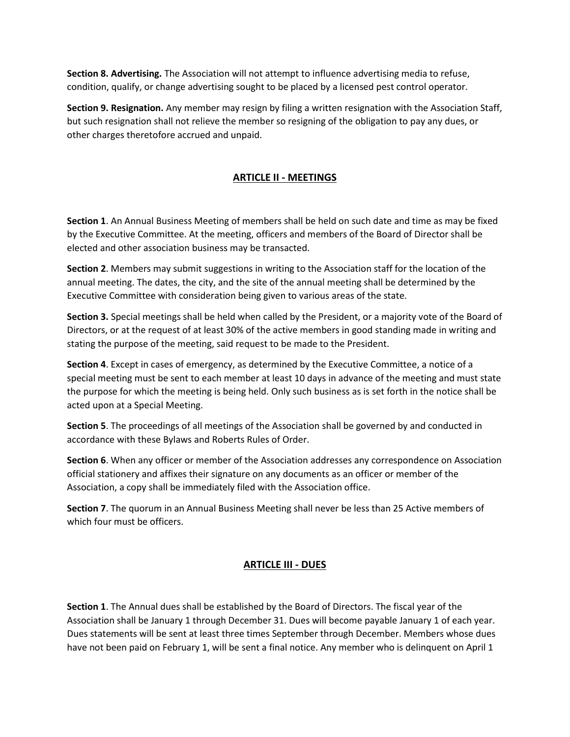**Section 8. Advertising.** The Association will not attempt to influence advertising media to refuse, condition, qualify, or change advertising sought to be placed by a licensed pest control operator.

**Section 9. Resignation.** Any member may resign by filing a written resignation with the Association Staff, but such resignation shall not relieve the member so resigning of the obligation to pay any dues, or other charges theretofore accrued and unpaid.

## ARTICLE II - MEETINGS

**Section 1**. An Annual Business Meeting of members shall be held on such date and time as may be fixed by the Executive Committee. At the meeting, officers and members of the Board of Director shall be elected and other association business may be transacted.

**Section 2**. Members may submit suggestions in writing to the Association staff for the location of the annual meeting. The dates, the city, and the site of the annual meeting shall be determined by the Executive Committee with consideration being given to various areas of the state.

**Section 3.** Special meetings shall be held when called by the President, or a majority vote of the Board of Directors, or at the request of at least 30% of the active members in good standing made in writing and stating the purpose of the meeting, said request to be made to the President.

**Section 4**. Except in cases of emergency, as determined by the Executive Committee, a notice of a special meeting must be sent to each member at least 10 days in advance of the meeting and must state the purpose for which the meeting is being held. Only such business as is set forth in the notice shall be acted upon at a Special Meeting.

**Section 5**. The proceedings of all meetings of the Association shall be governed by and conducted in accordance with these Bylaws and Roberts Rules of Order.

**Section 6**. When any officer or member of the Association addresses any correspondence on Association official stationery and affixes their signature on any documents as an officer or member of the Association, a copy shall be immediately filed with the Association office.

**Section 7**. The quorum in an Annual Business Meeting shall never be less than 25 Active members of which four must be officers.

## ARTICLE III - DUES

**Section 1**. The Annual dues shall be established by the Board of Directors. The fiscal year of the Association shall be January 1 through December 31. Dues will become payable January 1 of each year. Dues statements will be sent at least three times September through December. Members whose dues have not been paid on February 1, will be sent a final notice. Any member who is delinquent on April 1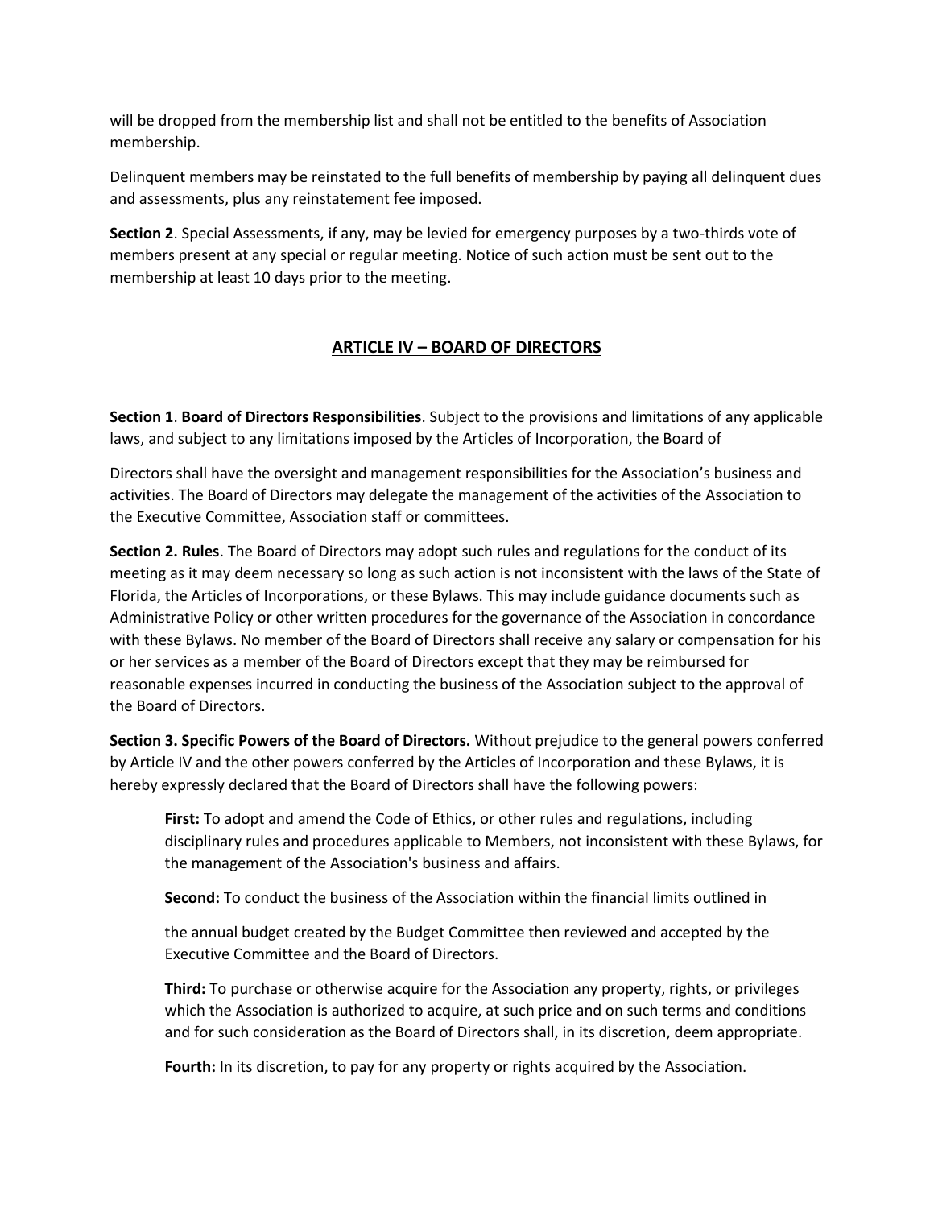will be dropped from the membership list and shall not be entitled to the benefits of Association membership.

Delinquent members may be reinstated to the full benefits of membership by paying all delinquent dues and assessments, plus any reinstatement fee imposed.

**Section 2**. Special Assessments, if any, may be levied for emergency purposes by a two-thirds vote of members present at any special or regular meeting. Notice of such action must be sent out to the membership at least 10 days prior to the meeting.

## ARTICLE IV – BOARD OF DIRECTORS

**Section 1**. **Board of Directors Responsibilities**. Subject to the provisions and limitations of any applicable laws, and subject to any limitations imposed by the Articles of Incorporation, the Board of Directors shall have the oversight and management responsibilities for the Association's business and activities. The Board of Directors may delegate the management of the activities of the Association to the Executive Committee, Association staff or committees.

**Section 2. Rules**. The Board of Directors may adopt such rules and regulations for the conduct of its meeting as it may deem necessary so long as such action is not inconsistent with the laws of the State of Florida, the Articles of Incorporations, or these Bylaws. This may include guidance documents such as Administrative Policy or other written procedures for the governance of the Association in concordance with these Bylaws. No member of the Board of Directors shall receive any salary or compensation for his or her services as a member of the Board of Directors except that they may be reimbursed for reasonable expenses incurred in conducting the business of the Association subject to the approval of the Board of Directors.

**Section 3. Specific Powers of the Board of Directors.** Without prejudice to the general powers conferred by Article IV and the other powers conferred by the Articles of Incorporation and these Bylaws, it is hereby expressly declared that the Board of Directors shall have the following powers:

> **First:** To adopt and amend the Code of Ethics, or other rules and regulations, including disciplinary rules and procedures applicable to Members, not inconsistent with these Bylaws, for the management of the Association's business and affairs.
>
> **Second:** To conduct the business of the Association within the financial limits outlined in the annual budget created by the Budget Committee then reviewed and accepted by the Executive Committee and the Board of Directors.
>
> **Third:** To purchase or otherwise acquire for the Association any property, rights, or privileges which the Association is authorized to acquire, at such price and on such terms and conditions and for such consideration as the Board of Directors shall, in its discretion, deem appropriate.
>
> **Fourth:** In its discretion, to pay for any property or rights acquired by the Association.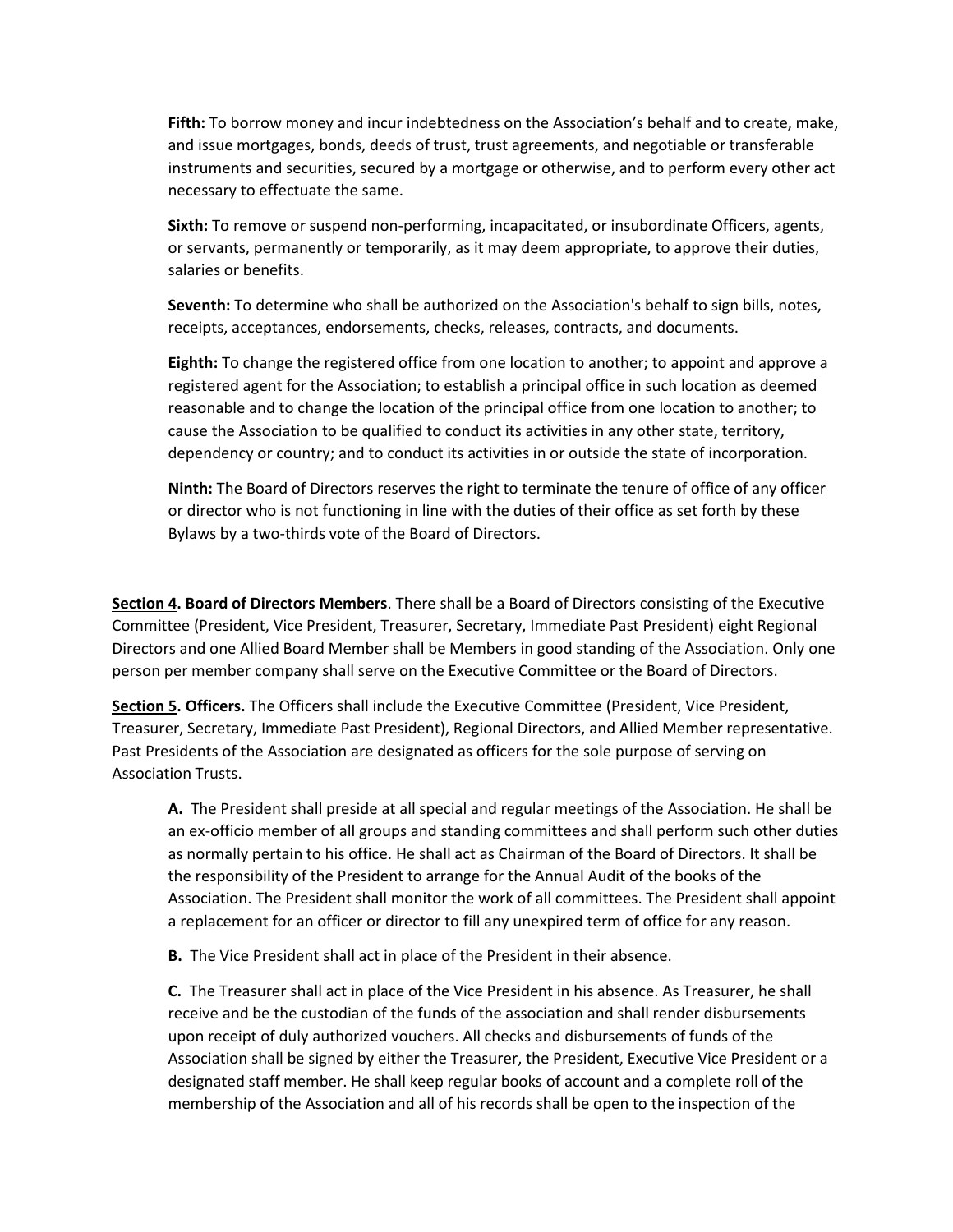**Fifth:** To borrow money and incur indebtedness on the Association's behalf and to create, make, and issue mortgages, bonds, deeds of trust, trust agreements, and negotiable or transferable instruments and securities, secured by a mortgage or otherwise, and to perform every other act necessary to effectuate the same.

**Sixth:** To remove or suspend non-performing, incapacitated, or insubordinate Officers, agents, or servants, permanently or temporarily, as it may deem appropriate, to approve their duties, salaries or benefits.

**Seventh:** To determine who shall be authorized on the Association's behalf to sign bills, notes, receipts, acceptances, endorsements, checks, releases, contracts, and documents.

**Eighth:** To change the registered office from one location to another; to appoint and approve a registered agent for the Association; to establish a principal office in such location as deemed reasonable and to change the location of the principal office from one location to another; to cause the Association to be qualified to conduct its activities in any other state, territory, dependency or country; and to conduct its activities in or outside the state of incorporation.

**Ninth:** The Board of Directors reserves the right to terminate the tenure of office of any officer or director who is not functioning in line with the duties of their office as set forth by these Bylaws by a two-thirds vote of the Board of Directors.

**Section 4. Board of Directors Members**. There shall be a Board of Directors consisting of the Executive Committee (President, Vice President, Treasurer, Secretary, Immediate Past President) eight Regional Directors and one Allied Board Member shall be Members in good standing of the Association. Only one person per member company shall serve on the Executive Committee or the Board of Directors.

**Section 5. Officers.** The Officers shall include the Executive Committee (President, Vice President, Treasurer, Secretary, Immediate Past President), Regional Directors, and Allied Member representative. Past Presidents of the Association are designated as officers for the sole purpose of serving on Association Trusts.

**A.** The President shall preside at all special and regular meetings of the Association. He shall be an ex-officio member of all groups and standing committees and shall perform such other duties as normally pertain to his office. He shall act as Chairman of the Board of Directors. It shall be the responsibility of the President to arrange for the Annual Audit of the books of the Association. The President shall monitor the work of all committees. The President shall appoint a replacement for an officer or director to fill any unexpired term of office for any reason.

**B.** The Vice President shall act in place of the President in their absence.

**C.** The Treasurer shall act in place of the Vice President in his absence. As Treasurer, he shall receive and be the custodian of the funds of the association and shall render disbursements upon receipt of duly authorized vouchers. All checks and disbursements of funds of the Association shall be signed by either the Treasurer, the President, Executive Vice President or a designated staff member. He shall keep regular books of account and a complete roll of the membership of the Association and all of his records shall be open to the inspection of the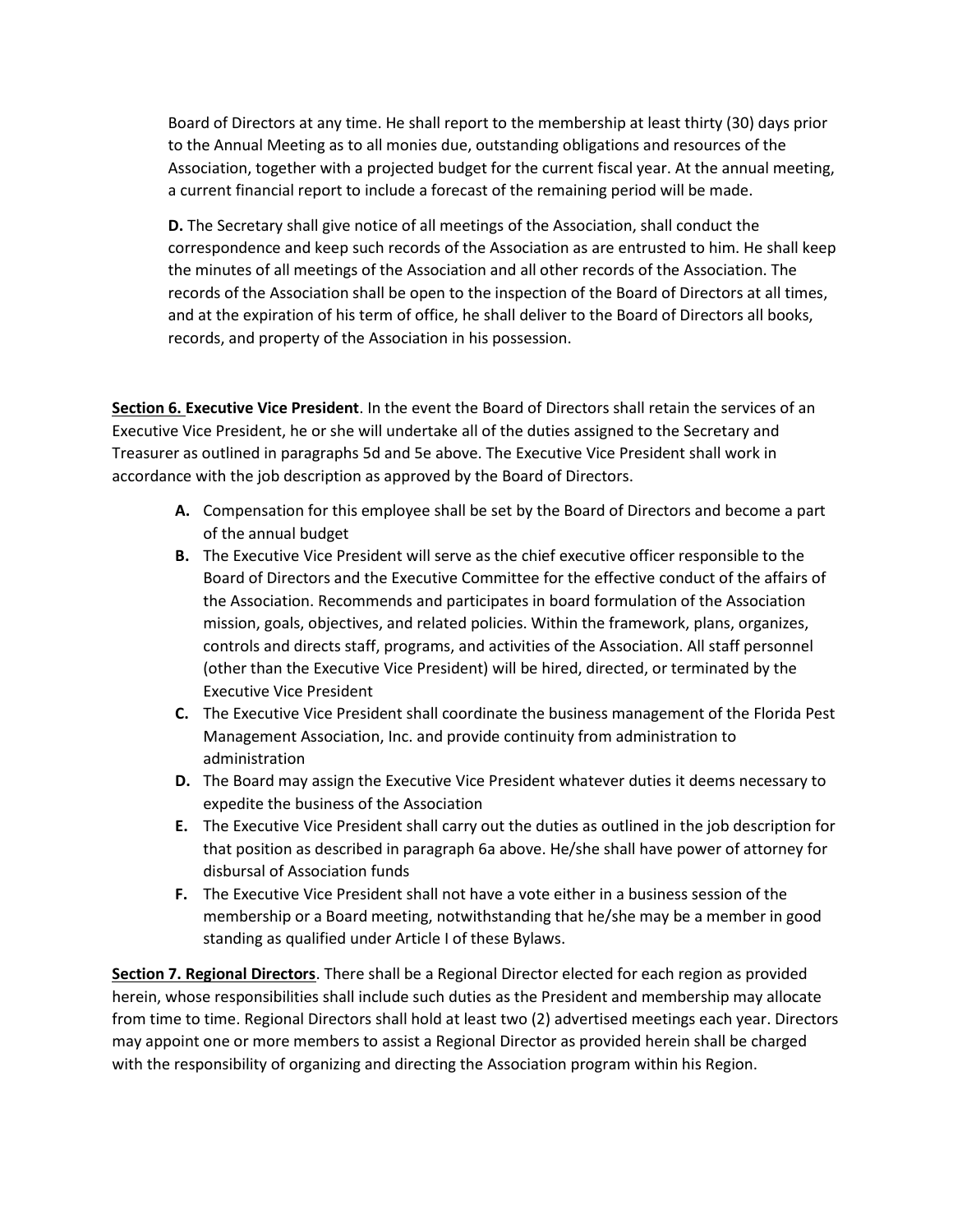Board of Directors at any time. He shall report to the membership at least thirty (30) days prior to the Annual Meeting as to all monies due, outstanding obligations and resources of the Association, together with a projected budget for the current fiscal year. At the annual meeting, a current financial report to include a forecast of the remaining period will be made.

**D.** The Secretary shall give notice of all meetings of the Association, shall conduct the correspondence and keep such records of the Association as are entrusted to him. He shall keep the minutes of all meetings of the Association and all other records of the Association. The records of the Association shall be open to the inspection of the Board of Directors at all times, and at the expiration of his term of office, he shall deliver to the Board of Directors all books, records, and property of the Association in his possession.

**<u>Section 6.</u> Executive Vice President**. In the event the Board of Directors shall retain the services of an Executive Vice President, he or she will undertake all of the duties assigned to the Secretary and Treasurer as outlined in paragraphs 5d and 5e above. The Executive Vice President shall work in accordance with the job description as approved by the Board of Directors.

- **A.** Compensation for this employee shall be set by the Board of Directors and become a part of the annual budget
- **B.** The Executive Vice President will serve as the chief executive officer responsible to the Board of Directors and the Executive Committee for the effective conduct of the affairs of the Association. Recommends and participates in board formulation of the Association mission, goals, objectives, and related policies. Within the framework, plans, organizes, controls and directs staff, programs, and activities of the Association. All staff personnel (other than the Executive Vice President) will be hired, directed, or terminated by the Executive Vice President
- **C.** The Executive Vice President shall coordinate the business management of the Florida Pest Management Association, Inc. and provide continuity from administration to administration
- **D.** The Board may assign the Executive Vice President whatever duties it deems necessary to expedite the business of the Association
- **E.** The Executive Vice President shall carry out the duties as outlined in the job description for that position as described in paragraph 6a above. He/she shall have power of attorney for disbursal of Association funds
- **F.** The Executive Vice President shall not have a vote either in a business session of the membership or a Board meeting, notwithstanding that he/she may be a member in good standing as qualified under Article I of these Bylaws.

**<u>Section 7. Regional Directors</u>**. There shall be a Regional Director elected for each region as provided herein, whose responsibilities shall include such duties as the President and membership may allocate from time to time. Regional Directors shall hold at least two (2) advertised meetings each year. Directors may appoint one or more members to assist a Regional Director as provided herein shall be charged with the responsibility of organizing and directing the Association program within his Region.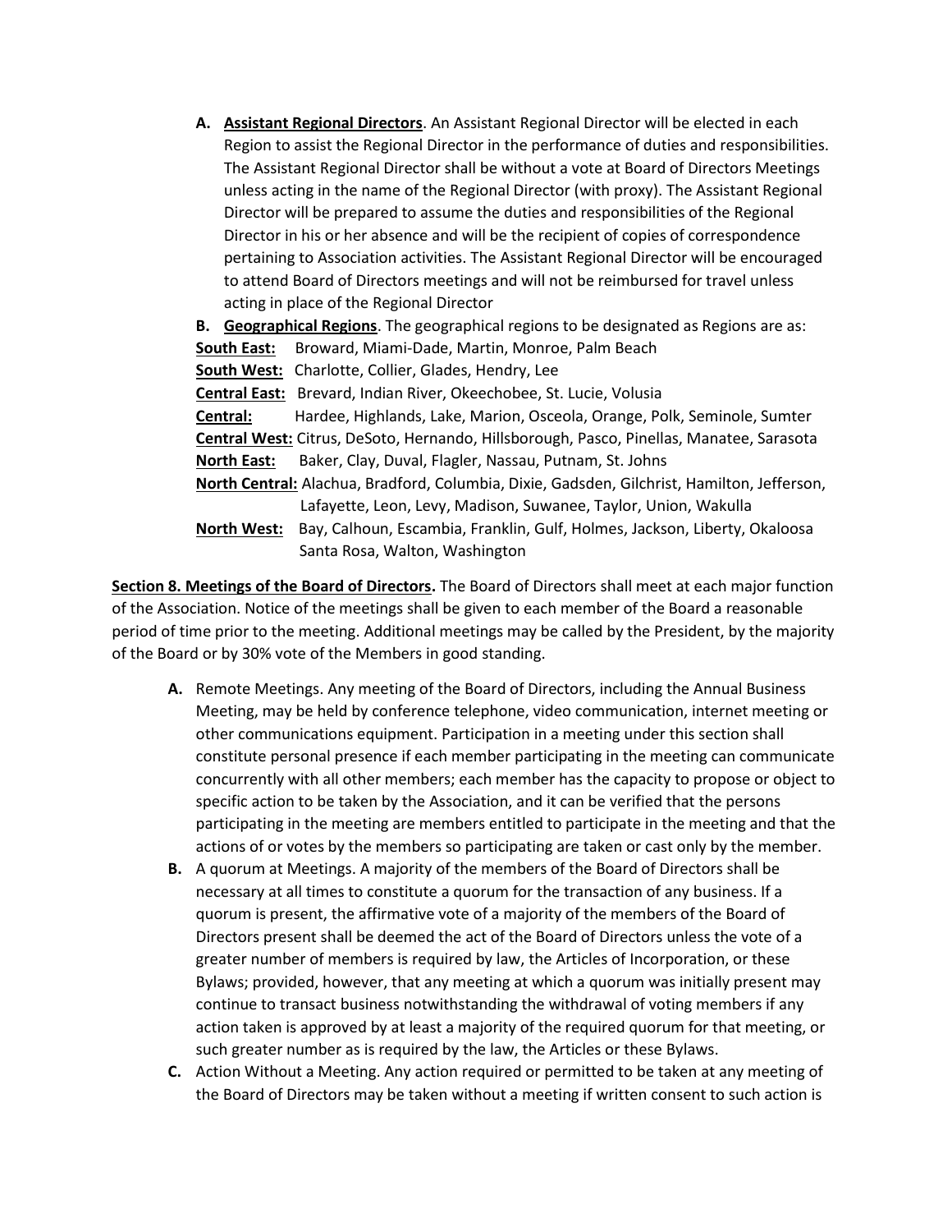A. **<u>Assistant Regional Directors</u>**. An Assistant Regional Director will be elected in each Region to assist the Regional Director in the performance of duties and responsibilities. The Assistant Regional Director shall be without a vote at Board of Directors Meetings unless acting in the name of the Regional Director (with proxy). The Assistant Regional Director will be prepared to assume the duties and responsibilities of the Regional Director in his or her absence and will be the recipient of copies of correspondence pertaining to Association activities. The Assistant Regional Director will be encouraged to attend Board of Directors meetings and will not be reimbursed for travel unless acting in place of the Regional Director

B. **<u>Geographical Regions</u>**. The geographical regions to be designated as Regions are as:

**<u>South East:</u>** Broward, Miami-Dade, Martin, Monroe, Palm Beach
**<u>South West:</u>** Charlotte, Collier, Glades, Hendry, Lee
**<u>Central East:</u>** Brevard, Indian River, Okeechobee, St. Lucie, Volusia
**<u>Central:</u>** Hardee, Highlands, Lake, Marion, Osceola, Orange, Polk, Seminole, Sumter
**<u>Central West:</u>** Citrus, DeSoto, Hernando, Hillsborough, Pasco, Pinellas, Manatee, Sarasota
**<u>North East:</u>** Baker, Clay, Duval, Flagler, Nassau, Putnam, St. Johns
**<u>North Central:</u>** Alachua, Bradford, Columbia, Dixie, Gadsden, Gilchrist, Hamilton, Jefferson, Lafayette, Leon, Levy, Madison, Suwanee, Taylor, Union, Wakulla
**<u>North West:</u>** Bay, Calhoun, Escambia, Franklin, Gulf, Holmes, Jackson, Liberty, Okaloosa Santa Rosa, Walton, Washington

**<u>Section 8. Meetings of the Board of Directors</u>.** The Board of Directors shall meet at each major function of the Association. Notice of the meetings shall be given to each member of the Board a reasonable period of time prior to the meeting. Additional meetings may be called by the President, by the majority of the Board or by 30% vote of the Members in good standing.

A. Remote Meetings. Any meeting of the Board of Directors, including the Annual Business Meeting, may be held by conference telephone, video communication, internet meeting or other communications equipment. Participation in a meeting under this section shall constitute personal presence if each member participating in the meeting can communicate concurrently with all other members; each member has the capacity to propose or object to specific action to be taken by the Association, and it can be verified that the persons participating in the meeting are members entitled to participate in the meeting and that the actions of or votes by the members so participating are taken or cast only by the member.

B. A quorum at Meetings. A majority of the members of the Board of Directors shall be necessary at all times to constitute a quorum for the transaction of any business. If a quorum is present, the affirmative vote of a majority of the members of the Board of Directors present shall be deemed the act of the Board of Directors unless the vote of a greater number of members is required by law, the Articles of Incorporation, or these Bylaws; provided, however, that any meeting at which a quorum was initially present may continue to transact business notwithstanding the withdrawal of voting members if any action taken is approved by at least a majority of the required quorum for that meeting, or such greater number as is required by the law, the Articles or these Bylaws.

C. Action Without a Meeting. Any action required or permitted to be taken at any meeting of the Board of Directors may be taken without a meeting if written consent to such action is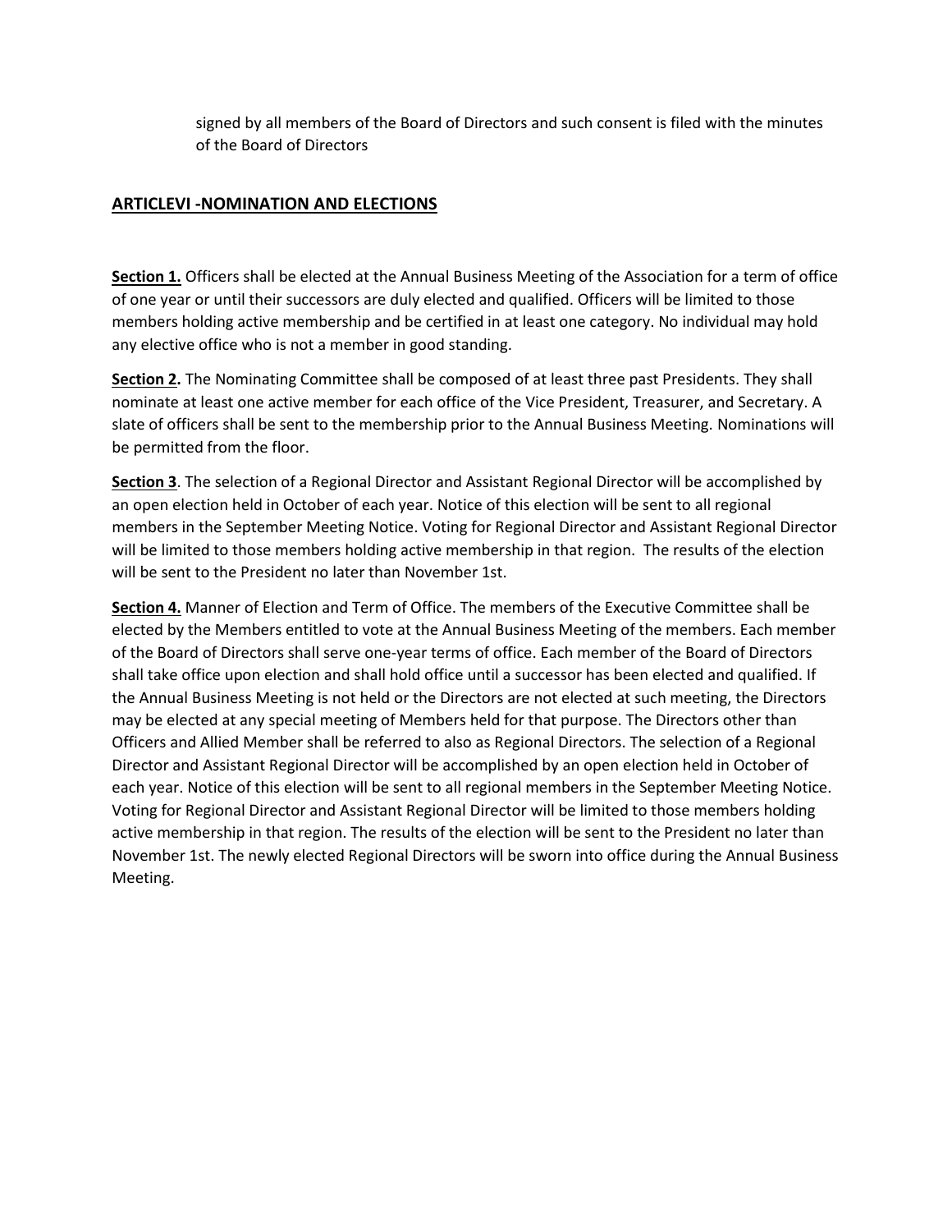signed by all members of the Board of Directors and such consent is filed with the minutes of the Board of Directors

## ARTICLEVI -NOMINATION AND ELECTIONS

**Section 1.** Officers shall be elected at the Annual Business Meeting of the Association for a term of office of one year or until their successors are duly elected and qualified. Officers will be limited to those members holding active membership and be certified in at least one category. No individual may hold any elective office who is not a member in good standing.

**Section 2.** The Nominating Committee shall be composed of at least three past Presidents. They shall nominate at least one active member for each office of the Vice President, Treasurer, and Secretary. A slate of officers shall be sent to the membership prior to the Annual Business Meeting. Nominations will be permitted from the floor.

**Section 3**. The selection of a Regional Director and Assistant Regional Director will be accomplished by an open election held in October of each year. Notice of this election will be sent to all regional members in the September Meeting Notice. Voting for Regional Director and Assistant Regional Director will be limited to those members holding active membership in that region. The results of the election will be sent to the President no later than November 1st.

**Section 4.** Manner of Election and Term of Office. The members of the Executive Committee shall be elected by the Members entitled to vote at the Annual Business Meeting of the members. Each member of the Board of Directors shall serve one-year terms of office. Each member of the Board of Directors shall take office upon election and shall hold office until a successor has been elected and qualified. If the Annual Business Meeting is not held or the Directors are not elected at such meeting, the Directors may be elected at any special meeting of Members held for that purpose. The Directors other than Officers and Allied Member shall be referred to also as Regional Directors. The selection of a Regional Director and Assistant Regional Director will be accomplished by an open election held in October of each year. Notice of this election will be sent to all regional members in the September Meeting Notice. Voting for Regional Director and Assistant Regional Director will be limited to those members holding active membership in that region. The results of the election will be sent to the President no later than November 1st. The newly elected Regional Directors will be sworn into office during the Annual Business Meeting.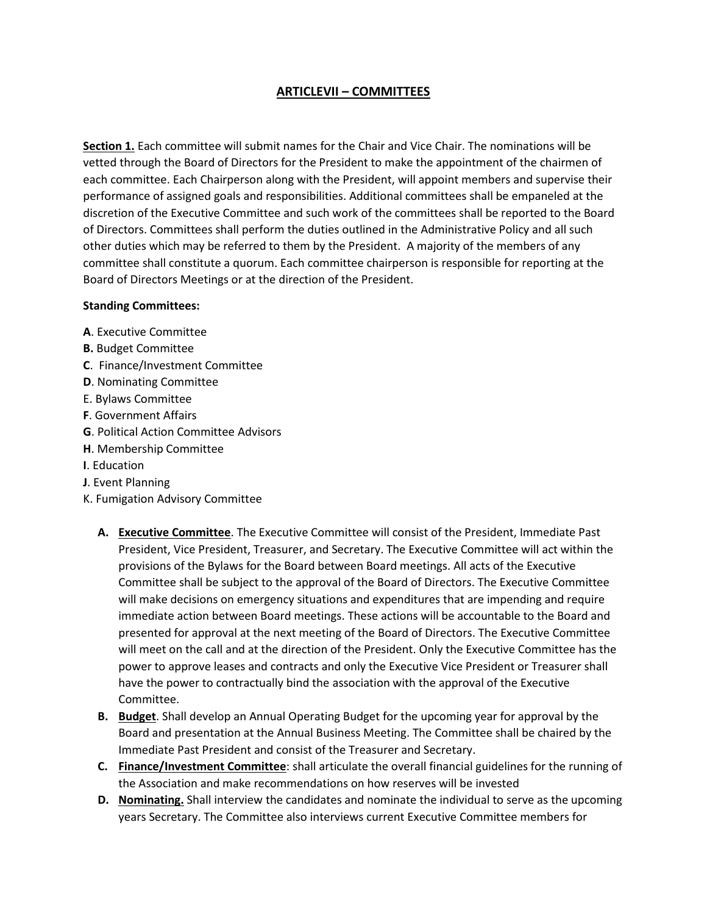## ARTICLEVII – COMMITTEES

**Section 1.** Each committee will submit names for the Chair and Vice Chair. The nominations will be vetted through the Board of Directors for the President to make the appointment of the chairmen of each committee. Each Chairperson along with the President, will appoint members and supervise their performance of assigned goals and responsibilities. Additional committees shall be empaneled at the discretion of the Executive Committee and such work of the committees shall be reported to the Board of Directors. Committees shall perform the duties outlined in the Administrative Policy and all such other duties which may be referred to them by the President. A majority of the members of any committee shall constitute a quorum. Each committee chairperson is responsible for reporting at the Board of Directors Meetings or at the direction of the President.

**Standing Committees:**

**A**. Executive Committee
**B.** Budget Committee
**C**. Finance/Investment Committee
**D**. Nominating Committee
E. Bylaws Committee
**F**. Government Affairs
**G**. Political Action Committee Advisors
**H**. Membership Committee
**I**. Education
**J**. Event Planning
K. Fumigation Advisory Committee

- **A. Executive Committee**. The Executive Committee will consist of the President, Immediate Past President, Vice President, Treasurer, and Secretary. The Executive Committee will act within the provisions of the Bylaws for the Board between Board meetings. All acts of the Executive Committee shall be subject to the approval of the Board of Directors. The Executive Committee will make decisions on emergency situations and expenditures that are impending and require immediate action between Board meetings. These actions will be accountable to the Board and presented for approval at the next meeting of the Board of Directors. The Executive Committee will meet on the call and at the direction of the President. Only the Executive Committee has the power to approve leases and contracts and only the Executive Vice President or Treasurer shall have the power to contractually bind the association with the approval of the Executive Committee.
- **B. Budget**. Shall develop an Annual Operating Budget for the upcoming year for approval by the Board and presentation at the Annual Business Meeting. The Committee shall be chaired by the Immediate Past President and consist of the Treasurer and Secretary.
- **C. Finance/Investment Committee**: shall articulate the overall financial guidelines for the running of the Association and make recommendations on how reserves will be invested
- **D. Nominating.** Shall interview the candidates and nominate the individual to serve as the upcoming years Secretary. The Committee also interviews current Executive Committee members for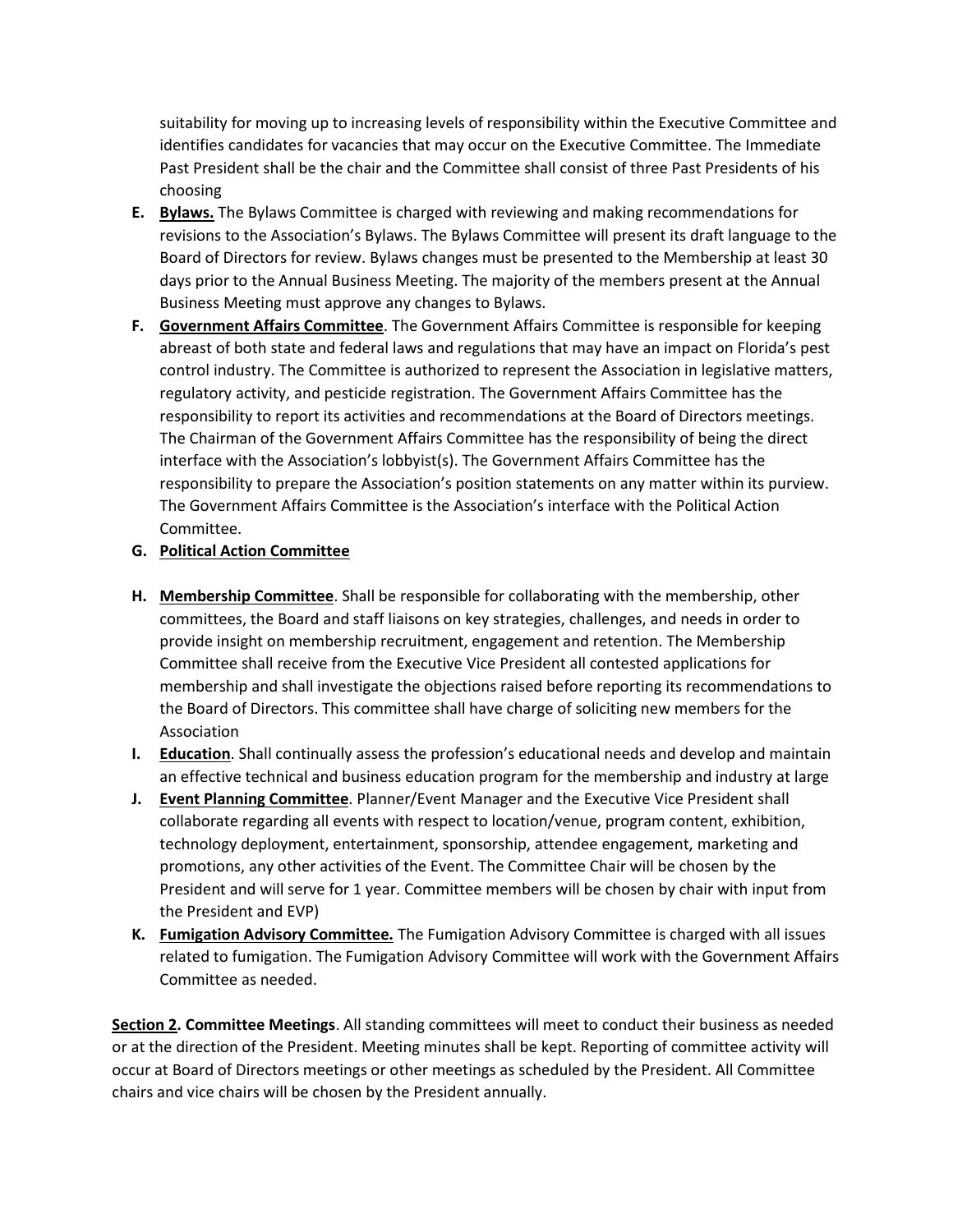suitability for moving up to increasing levels of responsibility within the Executive Committee and identifies candidates for vacancies that may occur on the Executive Committee. The Immediate Past President shall be the chair and the Committee shall consist of three Past Presidents of his choosing

**E.** **Bylaws.** The Bylaws Committee is charged with reviewing and making recommendations for revisions to the Association's Bylaws. The Bylaws Committee will present its draft language to the Board of Directors for review. Bylaws changes must be presented to the Membership at least 30 days prior to the Annual Business Meeting. The majority of the members present at the Annual Business Meeting must approve any changes to Bylaws.

**F.** **Government Affairs Committee**. The Government Affairs Committee is responsible for keeping abreast of both state and federal laws and regulations that may have an impact on Florida's pest control industry. The Committee is authorized to represent the Association in legislative matters, regulatory activity, and pesticide registration. The Government Affairs Committee has the responsibility to report its activities and recommendations at the Board of Directors meetings. The Chairman of the Government Affairs Committee has the responsibility of being the direct interface with the Association's lobbyist(s). The Government Affairs Committee has the responsibility to prepare the Association's position statements on any matter within its purview. The Government Affairs Committee is the Association's interface with the Political Action Committee.

**G.** **Political Action Committee**

**H.** **Membership Committee**. Shall be responsible for collaborating with the membership, other committees, the Board and staff liaisons on key strategies, challenges, and needs in order to provide insight on membership recruitment, engagement and retention. The Membership Committee shall receive from the Executive Vice President all contested applications for membership and shall investigate the objections raised before reporting its recommendations to the Board of Directors. This committee shall have charge of soliciting new members for the Association

**I.** **Education**. Shall continually assess the profession's educational needs and develop and maintain an effective technical and business education program for the membership and industry at large

**J.** **Event Planning Committee**. Planner/Event Manager and the Executive Vice President shall collaborate regarding all events with respect to location/venue, program content, exhibition, technology deployment, entertainment, sponsorship, attendee engagement, marketing and promotions, any other activities of the Event. The Committee Chair will be chosen by the President and will serve for 1 year. Committee members will be chosen by chair with input from the President and EVP)

**K.** **Fumigation Advisory Committee.** The Fumigation Advisory Committee is charged with all issues related to fumigation. The Fumigation Advisory Committee will work with the Government Affairs Committee as needed.

**Section 2. Committee Meetings**. All standing committees will meet to conduct their business as needed or at the direction of the President. Meeting minutes shall be kept. Reporting of committee activity will occur at Board of Directors meetings or other meetings as scheduled by the President. All Committee chairs and vice chairs will be chosen by the President annually.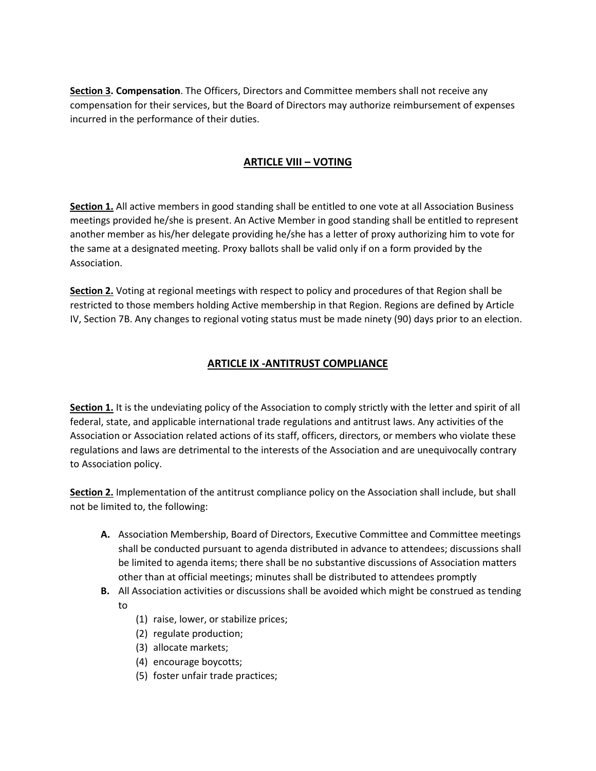**Section 3. Compensation**. The Officers, Directors and Committee members shall not receive any compensation for their services, but the Board of Directors may authorize reimbursement of expenses incurred in the performance of their duties.

## ARTICLE VIII – VOTING

**Section 1.** All active members in good standing shall be entitled to one vote at all Association Business meetings provided he/she is present. An Active Member in good standing shall be entitled to represent another member as his/her delegate providing he/she has a letter of proxy authorizing him to vote for the same at a designated meeting. Proxy ballots shall be valid only if on a form provided by the Association.

**Section 2.** Voting at regional meetings with respect to policy and procedures of that Region shall be restricted to those members holding Active membership in that Region. Regions are defined by Article IV, Section 7B. Any changes to regional voting status must be made ninety (90) days prior to an election.

## ARTICLE IX -ANTITRUST COMPLIANCE

**Section 1.** It is the undeviating policy of the Association to comply strictly with the letter and spirit of all federal, state, and applicable international trade regulations and antitrust laws. Any activities of the Association or Association related actions of its staff, officers, directors, or members who violate these regulations and laws are detrimental to the interests of the Association and are unequivocally contrary to Association policy.

**Section 2.** Implementation of the antitrust compliance policy on the Association shall include, but shall not be limited to, the following:

- **A.** Association Membership, Board of Directors, Executive Committee and Committee meetings shall be conducted pursuant to agenda distributed in advance to attendees; discussions shall be limited to agenda items; there shall be no substantive discussions of Association matters other than at official meetings; minutes shall be distributed to attendees promptly
- **B.** All Association activities or discussions shall be avoided which might be construed as tending to
  - (1) raise, lower, or stabilize prices;
  - (2) regulate production;
  - (3) allocate markets;
  - (4) encourage boycotts;
  - (5) foster unfair trade practices;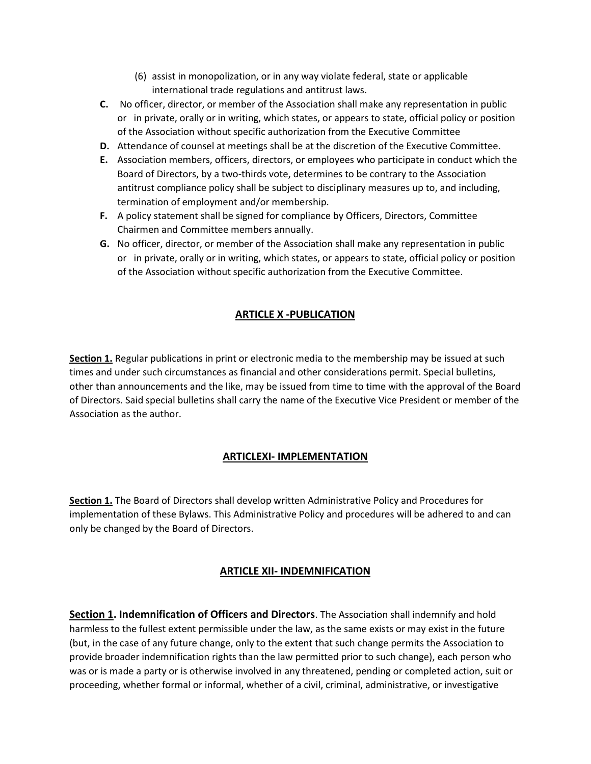(6) assist in monopolization, or in any way violate federal, state or applicable international trade regulations and antitrust laws.

**C.** No officer, director, or member of the Association shall make any representation in public or in private, orally or in writing, which states, or appears to state, official policy or position of the Association without specific authorization from the Executive Committee

**D.** Attendance of counsel at meetings shall be at the discretion of the Executive Committee.

**E.** Association members, officers, directors, or employees who participate in conduct which the Board of Directors, by a two-thirds vote, determines to be contrary to the Association antitrust compliance policy shall be subject to disciplinary measures up to, and including, termination of employment and/or membership.

**F.** A policy statement shall be signed for compliance by Officers, Directors, Committee Chairmen and Committee members annually.

**G.** No officer, director, or member of the Association shall make any representation in public or in private, orally or in writing, which states, or appears to state, official policy or position of the Association without specific authorization from the Executive Committee.

## ARTICLE X -PUBLICATION

**Section 1.** Regular publications in print or electronic media to the membership may be issued at such times and under such circumstances as financial and other considerations permit. Special bulletins, other than announcements and the like, may be issued from time to time with the approval of the Board of Directors. Said special bulletins shall carry the name of the Executive Vice President or member of the Association as the author.

## ARTICLEXI- IMPLEMENTATION

**Section 1.** The Board of Directors shall develop written Administrative Policy and Procedures for implementation of these Bylaws. This Administrative Policy and procedures will be adhered to and can only be changed by the Board of Directors.

## ARTICLE XII- INDEMNIFICATION

**Section 1. Indemnification of Officers and Directors**. The Association shall indemnify and hold harmless to the fullest extent permissible under the law, as the same exists or may exist in the future (but, in the case of any future change, only to the extent that such change permits the Association to provide broader indemnification rights than the law permitted prior to such change), each person who was or is made a party or is otherwise involved in any threatened, pending or completed action, suit or proceeding, whether formal or informal, whether of a civil, criminal, administrative, or investigative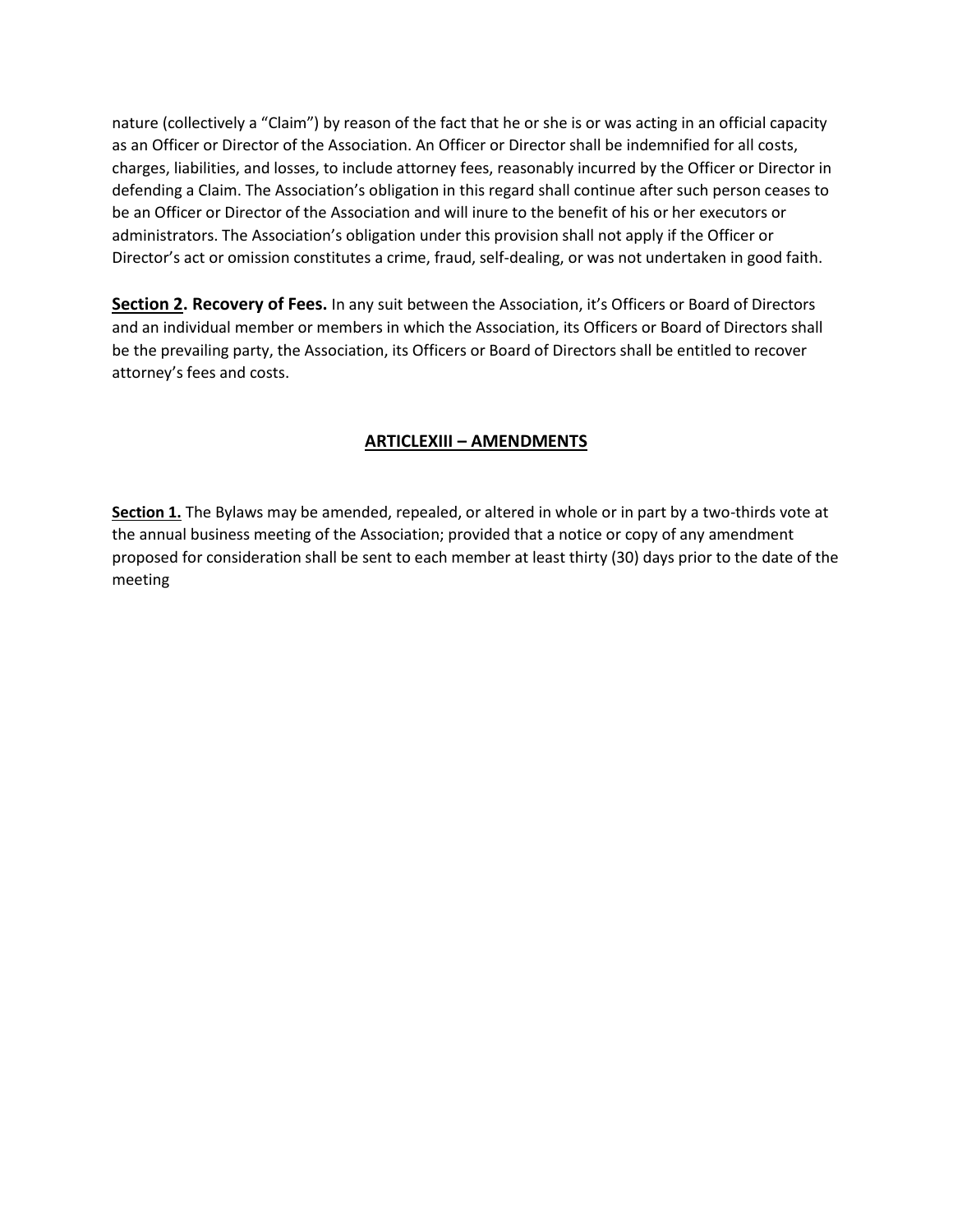nature (collectively a "Claim") by reason of the fact that he or she is or was acting in an official capacity as an Officer or Director of the Association. An Officer or Director shall be indemnified for all costs, charges, liabilities, and losses, to include attorney fees, reasonably incurred by the Officer or Director in defending a Claim. The Association's obligation in this regard shall continue after such person ceases to be an Officer or Director of the Association and will inure to the benefit of his or her executors or administrators. The Association's obligation under this provision shall not apply if the Officer or Director's act or omission constitutes a crime, fraud, self-dealing, or was not undertaken in good faith.

**Section 2. Recovery of Fees.** In any suit between the Association, it's Officers or Board of Directors and an individual member or members in which the Association, its Officers or Board of Directors shall be the prevailing party, the Association, its Officers or Board of Directors shall be entitled to recover attorney's fees and costs.

## ARTICLEXIII – AMENDMENTS

**Section 1.** The Bylaws may be amended, repealed, or altered in whole or in part by a two-thirds vote at the annual business meeting of the Association; provided that a notice or copy of any amendment proposed for consideration shall be sent to each member at least thirty (30) days prior to the date of the meeting